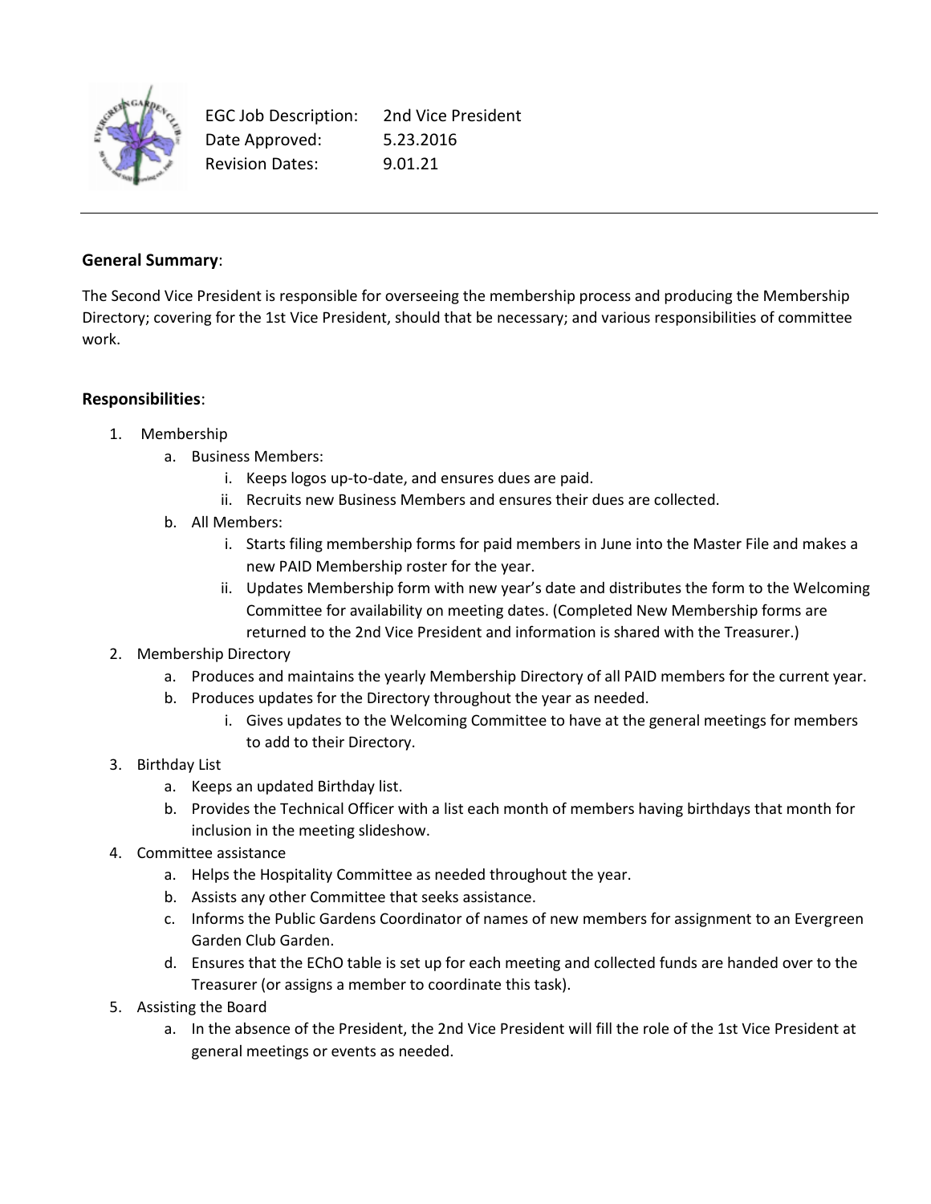EGC Job Description: 2nd Vice President
Date Approved: 5.23.2016
Revision Dates: 9.01.21

---

**General Summary**:

The Second Vice President is responsible for overseeing the membership process and producing the Membership Directory; covering for the 1st Vice President, should that be necessary; and various responsibilities of committee work.

**Responsibilities**:

1. Membership
   a. Business Members:
      i. Keeps logos up-to-date, and ensures dues are paid.
      ii. Recruits new Business Members and ensures their dues are collected.
   b. All Members:
      i. Starts filing membership forms for paid members in June into the Master File and makes a new PAID Membership roster for the year.
      ii. Updates Membership form with new year's date and distributes the form to the Welcoming Committee for availability on meeting dates. (Completed New Membership forms are returned to the 2nd Vice President and information is shared with the Treasurer.)
2. Membership Directory
   a. Produces and maintains the yearly Membership Directory of all PAID members for the current year.
   b. Produces updates for the Directory throughout the year as needed.
      i. Gives updates to the Welcoming Committee to have at the general meetings for members to add to their Directory.
3. Birthday List
   a. Keeps an updated Birthday list.
   b. Provides the Technical Officer with a list each month of members having birthdays that month for inclusion in the meeting slideshow.
4. Committee assistance
   a. Helps the Hospitality Committee as needed throughout the year.
   b. Assists any other Committee that seeks assistance.
   c. Informs the Public Gardens Coordinator of names of new members for assignment to an Evergreen Garden Club Garden.
   d. Ensures that the EChO table is set up for each meeting and collected funds are handed over to the Treasurer (or assigns a member to coordinate this task).
5. Assisting the Board
   a. In the absence of the President, the 2nd Vice President will fill the role of the 1st Vice President at general meetings or events as needed.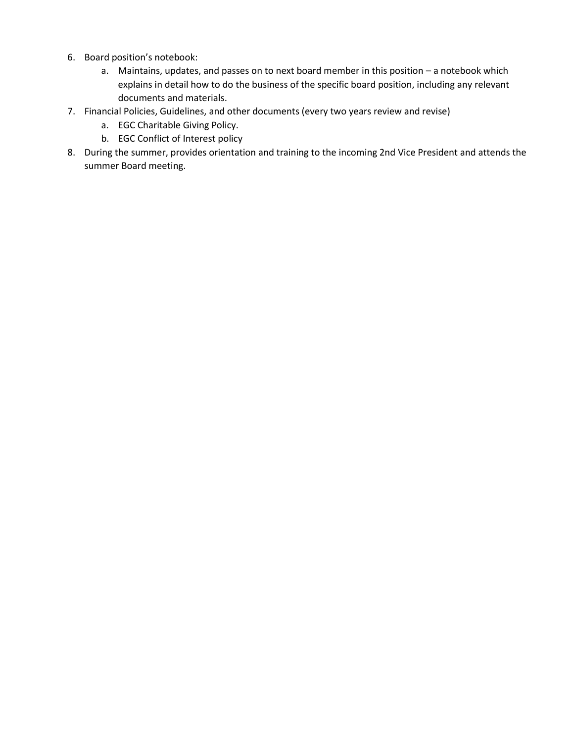6. Board position's notebook:
    a. Maintains, updates, and passes on to next board member in this position – a notebook which explains in detail how to do the business of the specific board position, including any relevant documents and materials.
7. Financial Policies, Guidelines, and other documents (every two years review and revise)
    a. EGC Charitable Giving Policy.
    b. EGC Conflict of Interest policy
8. During the summer, provides orientation and training to the incoming 2nd Vice President and attends the summer Board meeting.